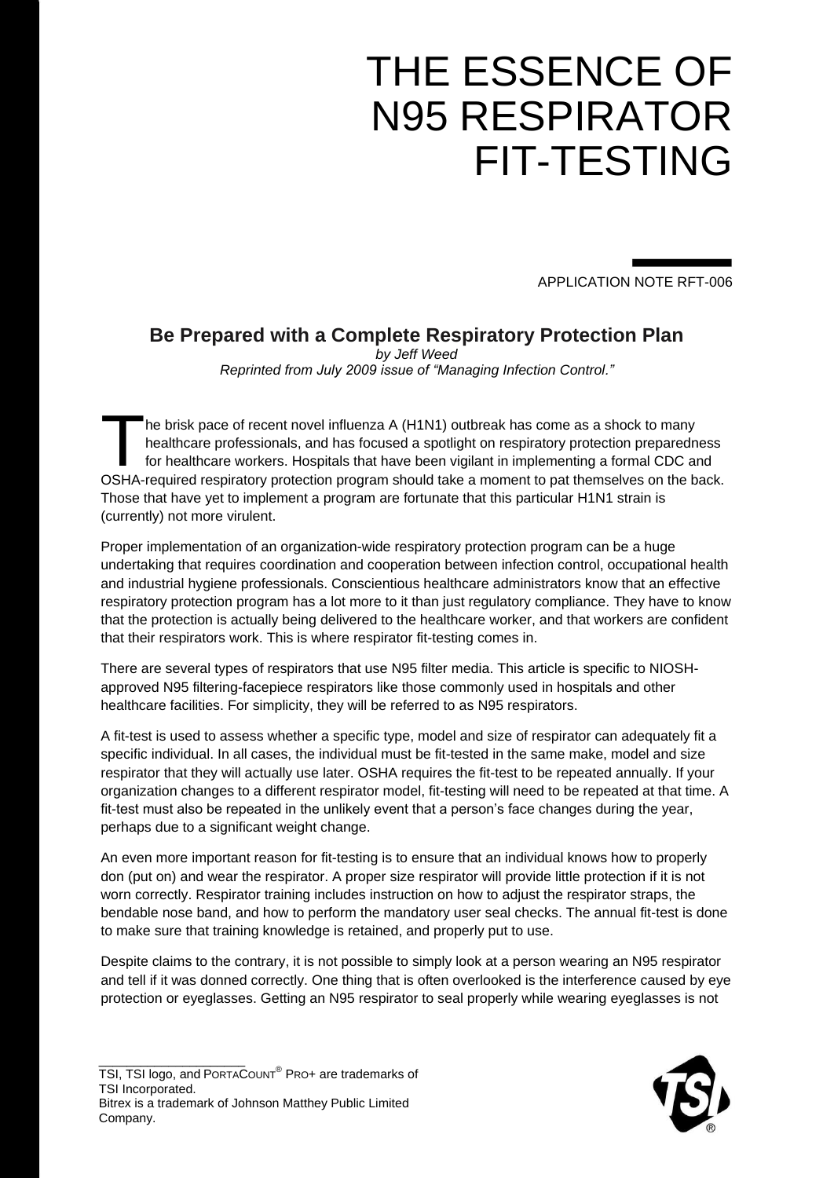# THE ESSENCE OF N95 RESPIRATOR FIT-TESTING

APPLICATION NOTE RFT-006

## Be Prepared with a Complete Respiratory Protection Plan

*by Jeff Weed*

*Reprinted from July 2009 issue of "Managing Infection Control."*

The brisk pace of recent novel influenza A (H1N1) outbreak has come as a shock to many healthcare professionals, and has focused a spotlight on respiratory protection preparedness for healthcare workers. Hospitals that have been vigilant in implementing a formal CDC and OSHA-required respiratory protection program should take a moment to pat themselves on the back. Those that have yet to implement a program are fortunate that this particular H1N1 strain is (currently) not more virulent.

Proper implementation of an organization-wide respiratory protection program can be a huge undertaking that requires coordination and cooperation between infection control, occupational health and industrial hygiene professionals. Conscientious healthcare administrators know that an effective respiratory protection program has a lot more to it than just regulatory compliance. They have to know that the protection is actually being delivered to the healthcare worker, and that workers are confident that their respirators work. This is where respirator fit-testing comes in.

There are several types of respirators that use N95 filter media. This article is specific to NIOSH-approved N95 filtering-facepiece respirators like those commonly used in hospitals and other healthcare facilities. For simplicity, they will be referred to as N95 respirators.

A fit-test is used to assess whether a specific type, model and size of respirator can adequately fit a specific individual. In all cases, the individual must be fit-tested in the same make, model and size respirator that they will actually use later. OSHA requires the fit-test to be repeated annually. If your organization changes to a different respirator model, fit-testing will need to be repeated at that time. A fit-test must also be repeated in the unlikely event that a person's face changes during the year, perhaps due to a significant weight change.

An even more important reason for fit-testing is to ensure that an individual knows how to properly don (put on) and wear the respirator. A proper size respirator will provide little protection if it is not worn correctly. Respirator training includes instruction on how to adjust the respirator straps, the bendable nose band, and how to perform the mandatory user seal checks. The annual fit-test is done to make sure that training knowledge is retained, and properly put to use.

Despite claims to the contrary, it is not possible to simply look at a person wearing an N95 respirator and tell if it was donned correctly. One thing that is often overlooked is the interference caused by eye protection or eyeglasses. Getting an N95 respirator to seal properly while wearing eyeglasses is not

TSI, TSI logo, and PORTACOUNT® PRO+ are trademarks of TSI Incorporated.
Bitrex is a trademark of Johnson Matthey Public Limited Company.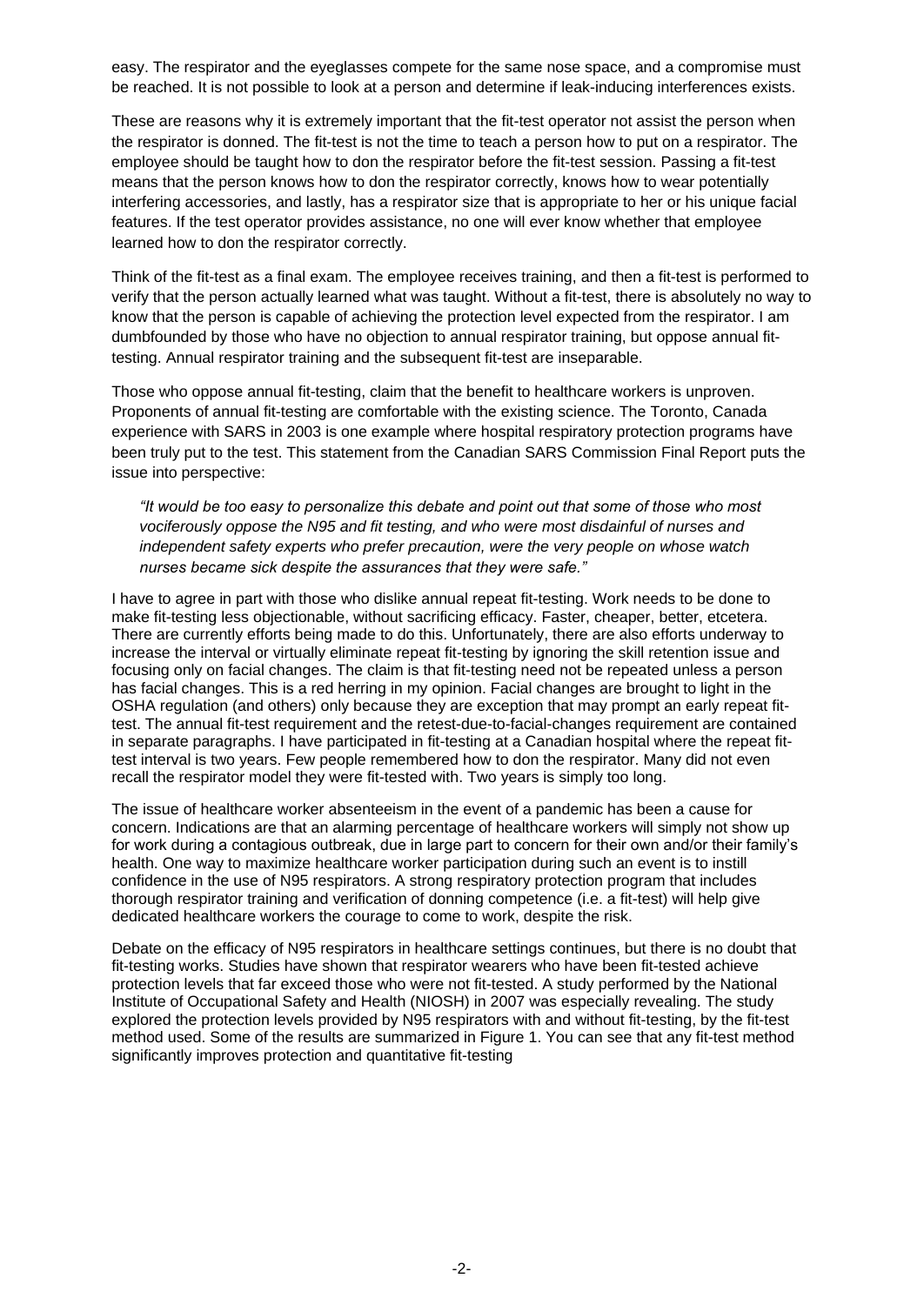easy. The respirator and the eyeglasses compete for the same nose space, and a compromise must be reached. It is not possible to look at a person and determine if leak-inducing interferences exists.

These are reasons why it is extremely important that the fit-test operator not assist the person when the respirator is donned. The fit-test is not the time to teach a person how to put on a respirator. The employee should be taught how to don the respirator before the fit-test session. Passing a fit-test means that the person knows how to don the respirator correctly, knows how to wear potentially interfering accessories, and lastly, has a respirator size that is appropriate to her or his unique facial features. If the test operator provides assistance, no one will ever know whether that employee learned how to don the respirator correctly.

Think of the fit-test as a final exam. The employee receives training, and then a fit-test is performed to verify that the person actually learned what was taught. Without a fit-test, there is absolutely no way to know that the person is capable of achieving the protection level expected from the respirator. I am dumbfounded by those who have no objection to annual respirator training, but oppose annual fit-testing. Annual respirator training and the subsequent fit-test are inseparable.

Those who oppose annual fit-testing, claim that the benefit to healthcare workers is unproven. Proponents of annual fit-testing are comfortable with the existing science. The Toronto, Canada experience with SARS in 2003 is one example where hospital respiratory protection programs have been truly put to the test. This statement from the Canadian SARS Commission Final Report puts the issue into perspective:

> *"It would be too easy to personalize this debate and point out that some of those who most vociferously oppose the N95 and fit testing, and who were most disdainful of nurses and independent safety experts who prefer precaution, were the very people on whose watch nurses became sick despite the assurances that they were safe."*

I have to agree in part with those who dislike annual repeat fit-testing. Work needs to be done to make fit-testing less objectionable, without sacrificing efficacy. Faster, cheaper, better, etcetera. There are currently efforts being made to do this. Unfortunately, there are also efforts underway to increase the interval or virtually eliminate repeat fit-testing by ignoring the skill retention issue and focusing only on facial changes. The claim is that fit-testing need not be repeated unless a person has facial changes. This is a red herring in my opinion. Facial changes are brought to light in the OSHA regulation (and others) only because they are exception that may prompt an early repeat fit-test. The annual fit-test requirement and the retest-due-to-facial-changes requirement are contained in separate paragraphs. I have participated in fit-testing at a Canadian hospital where the repeat fit-test interval is two years. Few people remembered how to don the respirator. Many did not even recall the respirator model they were fit-tested with. Two years is simply too long.

The issue of healthcare worker absenteeism in the event of a pandemic has been a cause for concern. Indications are that an alarming percentage of healthcare workers will simply not show up for work during a contagious outbreak, due in large part to concern for their own and/or their family's health. One way to maximize healthcare worker participation during such an event is to instill confidence in the use of N95 respirators. A strong respiratory protection program that includes thorough respirator training and verification of donning competence (i.e. a fit-test) will help give dedicated healthcare workers the courage to come to work, despite the risk.

Debate on the efficacy of N95 respirators in healthcare settings continues, but there is no doubt that fit-testing works. Studies have shown that respirator wearers who have been fit-tested achieve protection levels that far exceed those who were not fit-tested. A study performed by the National Institute of Occupational Safety and Health (NIOSH) in 2007 was especially revealing. The study explored the protection levels provided by N95 respirators with and without fit-testing, by the fit-test method used. Some of the results are summarized in Figure 1. You can see that any fit-test method significantly improves protection and quantitative fit-testing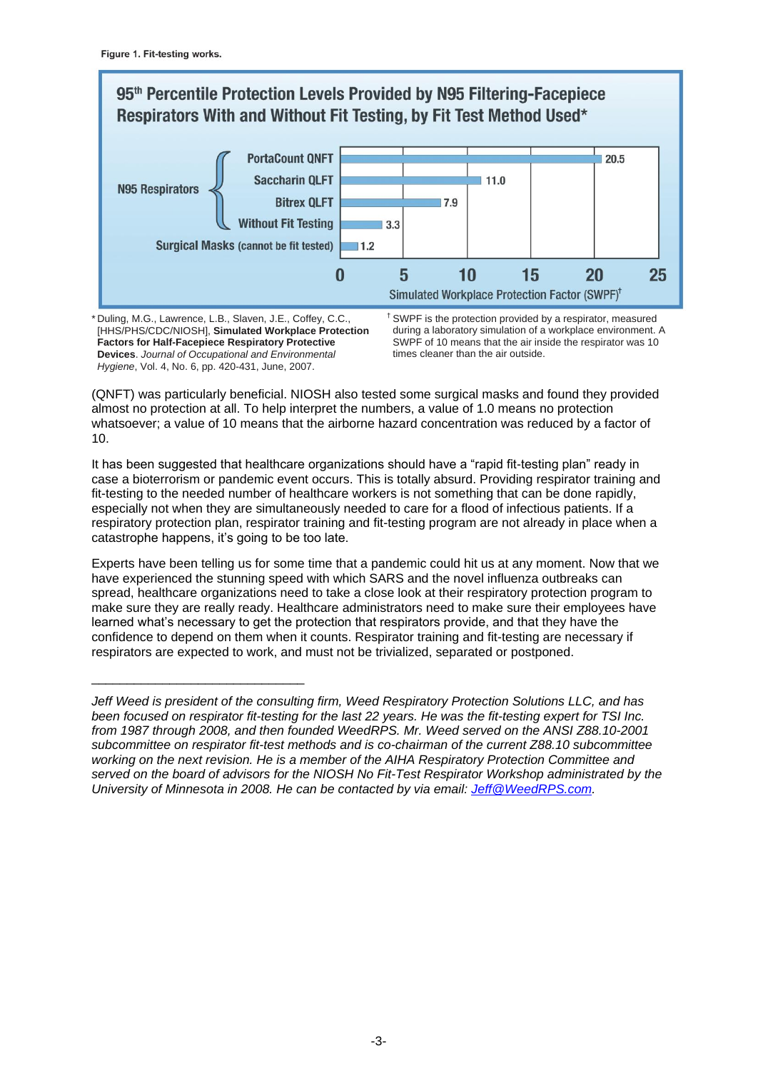**Figure 1. Fit-testing works.**

**95th Percentile Protection Levels Provided by N95 Filtering-Facepiece Respirators With and Without Fit Testing, by Fit Test Method Used***

| | | Simulated Workplace Protection Factor (SWPF)† |
|---|---|---|
| N95 Respirators | PortaCount QNFT | 20.5 |
| | Saccharin QLFT | 11.0 |
| | Bitrex QLFT | 7.9 |
| | Without Fit Testing | 3.3 |
| Surgical Masks (cannot be fit tested) | | 1.2 |

* Duling, M.G., Lawrence, L.B., Slaven, J.E., Coffey, C.C., [HHS/PHS/CDC/NIOSH], **Simulated Workplace Protection Factors for Half-Facepiece Respiratory Protective Devices**. *Journal of Occupational and Environmental Hygiene*, Vol. 4, No. 6, pp. 420-431, June, 2007.

† SWPF is the protection provided by a respirator, measured during a laboratory simulation of a workplace environment. A SWPF of 10 means that the air inside the respirator was 10 times cleaner than the air outside.

(QNFT) was particularly beneficial. NIOSH also tested some surgical masks and found they provided almost no protection at all. To help interpret the numbers, a value of 1.0 means no protection whatsoever; a value of 10 means that the airborne hazard concentration was reduced by a factor of 10.

It has been suggested that healthcare organizations should have a "rapid fit-testing plan" ready in case a bioterrorism or pandemic event occurs. This is totally absurd. Providing respirator training and fit-testing to the needed number of healthcare workers is not something that can be done rapidly, especially not when they are simultaneously needed to care for a flood of infectious patients. If a respiratory protection plan, respirator training and fit-testing program are not already in place when a catastrophe happens, it's going to be too late.

Experts have been telling us for some time that a pandemic could hit us at any moment. Now that we have experienced the stunning speed with which SARS and the novel influenza outbreaks can spread, healthcare organizations need to take a close look at their respiratory protection program to make sure they are really ready. Healthcare administrators need to make sure their employees have learned what's necessary to get the protection that respirators provide, and that they have the confidence to depend on them when it counts. Respirator training and fit-testing are necessary if respirators are expected to work, and must not be trivialized, separated or postponed.

---

*Jeff Weed is president of the consulting firm, Weed Respiratory Protection Solutions LLC, and has been focused on respirator fit-testing for the last 22 years. He was the fit-testing expert for TSI Inc. from 1987 through 2008, and then founded WeedRPS. Mr. Weed served on the ANSI Z88.10-2001 subcommittee on respirator fit-test methods and is co-chairman of the current Z88.10 subcommittee working on the next revision. He is a member of the AIHA Respiratory Protection Committee and served on the board of advisors for the NIOSH No Fit-Test Respirator Workshop administrated by the University of Minnesota in 2008. He can be contacted by via email: [Jeff@WeedRPS.com](mailto:Jeff@WeedRPS.com).*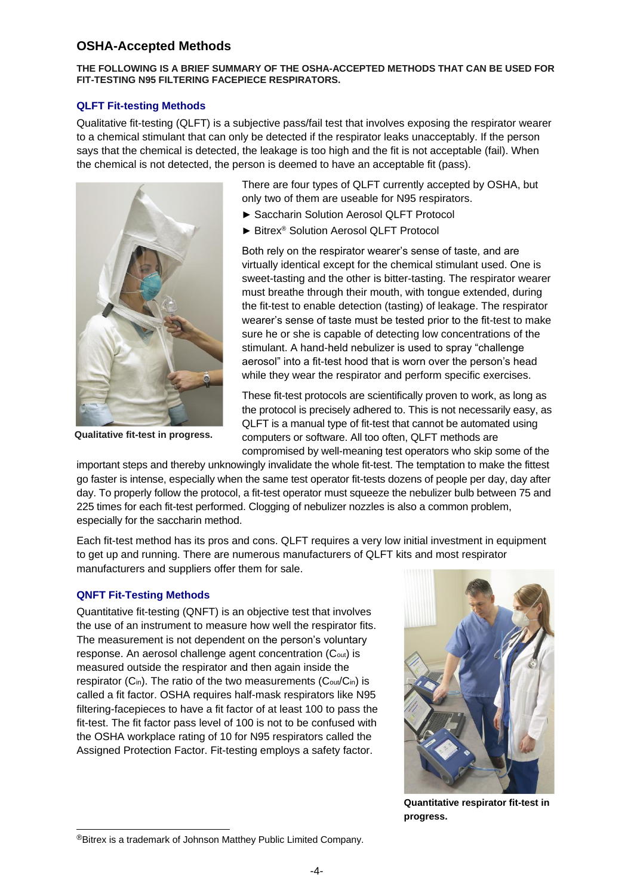## OSHA-Accepted Methods

**THE FOLLOWING IS A BRIEF SUMMARY OF THE OSHA-ACCEPTED METHODS THAT CAN BE USED FOR FIT-TESTING N95 FILTERING FACEPIECE RESPIRATORS.**

### QLFT Fit-testing Methods

Qualitative fit-testing (QLFT) is a subjective pass/fail test that involves exposing the respirator wearer to a chemical stimulant that can only be detected if the respirator leaks unacceptably. If the person says that the chemical is detected, the leakage is too high and the fit is not acceptable (fail). When the chemical is not detected, the person is deemed to have an acceptable fit (pass).

**Qualitative fit-test in progress.**

There are four types of QLFT currently accepted by OSHA, but only two of them are useable for N95 respirators.

- ► Saccharin Solution Aerosol QLFT Protocol
- ► Bitrex® Solution Aerosol QLFT Protocol

Both rely on the respirator wearer's sense of taste, and are virtually identical except for the chemical stimulant used. One is sweet-tasting and the other is bitter-tasting. The respirator wearer must breathe through their mouth, with tongue extended, during the fit-test to enable detection (tasting) of leakage. The respirator wearer's sense of taste must be tested prior to the fit-test to make sure he or she is capable of detecting low concentrations of the stimulant. A hand-held nebulizer is used to spray "challenge aerosol" into a fit-test hood that is worn over the person's head while they wear the respirator and perform specific exercises.

These fit-test protocols are scientifically proven to work, as long as the protocol is precisely adhered to. This is not necessarily easy, as QLFT is a manual type of fit-test that cannot be automated using computers or software. All too often, QLFT methods are compromised by well-meaning test operators who skip some of the important steps and thereby unknowingly invalidate the whole fit-test. The temptation to make the fittest go faster is intense, especially when the same test operator fit-tests dozens of people per day, day after day. To properly follow the protocol, a fit-test operator must squeeze the nebulizer bulb between 75 and 225 times for each fit-test performed. Clogging of nebulizer nozzles is also a common problem, especially for the saccharin method.

Each fit-test method has its pros and cons. QLFT requires a very low initial investment in equipment to get up and running. There are numerous manufacturers of QLFT kits and most respirator manufacturers and suppliers offer them for sale.

### QNFT Fit-Testing Methods

Quantitative fit-testing (QNFT) is an objective test that involves the use of an instrument to measure how well the respirator fits. The measurement is not dependent on the person's voluntary response. An aerosol challenge agent concentration ($C_{out}$) is measured outside the respirator and then again inside the respirator ($C_{in}$). The ratio of the two measurements ($C_{out}/C_{in}$) is called a fit factor. OSHA requires half-mask respirators like N95 filtering-facepieces to have a fit factor of at least 100 to pass the fit-test. The fit factor pass level of 100 is not to be confused with the OSHA workplace rating of 10 for N95 respirators called the Assigned Protection Factor. Fit-testing employs a safety factor.

**Quantitative respirator fit-test in progress.**

®Bitrex is a trademark of Johnson Matthey Public Limited Company.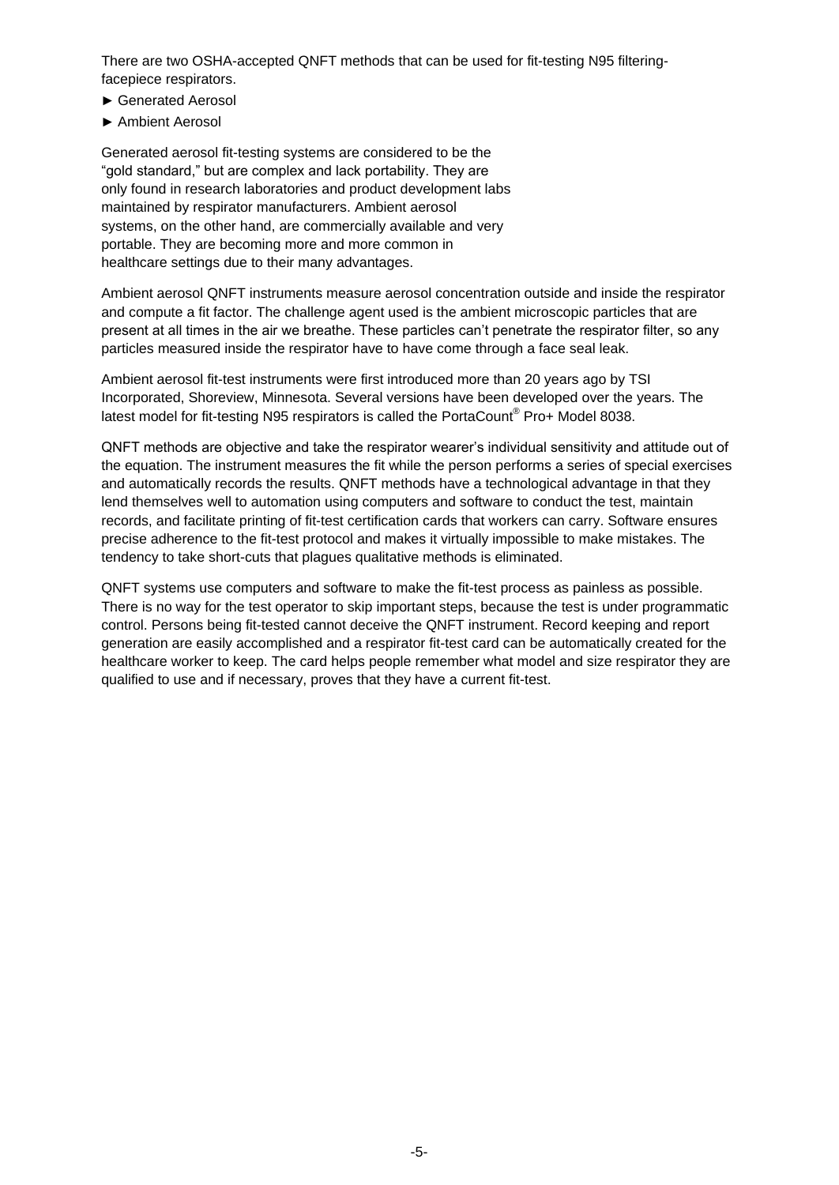There are two OSHA-accepted QNFT methods that can be used for fit-testing N95 filtering-facepiece respirators.

► Generated Aerosol

► Ambient Aerosol

Generated aerosol fit-testing systems are considered to be the "gold standard," but are complex and lack portability. They are only found in research laboratories and product development labs maintained by respirator manufacturers. Ambient aerosol systems, on the other hand, are commercially available and very portable. They are becoming more and more common in healthcare settings due to their many advantages.

Ambient aerosol QNFT instruments measure aerosol concentration outside and inside the respirator and compute a fit factor. The challenge agent used is the ambient microscopic particles that are present at all times in the air we breathe. These particles can't penetrate the respirator filter, so any particles measured inside the respirator have to have come through a face seal leak.

Ambient aerosol fit-test instruments were first introduced more than 20 years ago by TSI Incorporated, Shoreview, Minnesota. Several versions have been developed over the years. The latest model for fit-testing N95 respirators is called the PortaCount® Pro+ Model 8038.

QNFT methods are objective and take the respirator wearer's individual sensitivity and attitude out of the equation. The instrument measures the fit while the person performs a series of special exercises and automatically records the results. QNFT methods have a technological advantage in that they lend themselves well to automation using computers and software to conduct the test, maintain records, and facilitate printing of fit-test certification cards that workers can carry. Software ensures precise adherence to the fit-test protocol and makes it virtually impossible to make mistakes. The tendency to take short-cuts that plagues qualitative methods is eliminated.

QNFT systems use computers and software to make the fit-test process as painless as possible. There is no way for the test operator to skip important steps, because the test is under programmatic control. Persons being fit-tested cannot deceive the QNFT instrument. Record keeping and report generation are easily accomplished and a respirator fit-test card can be automatically created for the healthcare worker to keep. The card helps people remember what model and size respirator they are qualified to use and if necessary, proves that they have a current fit-test.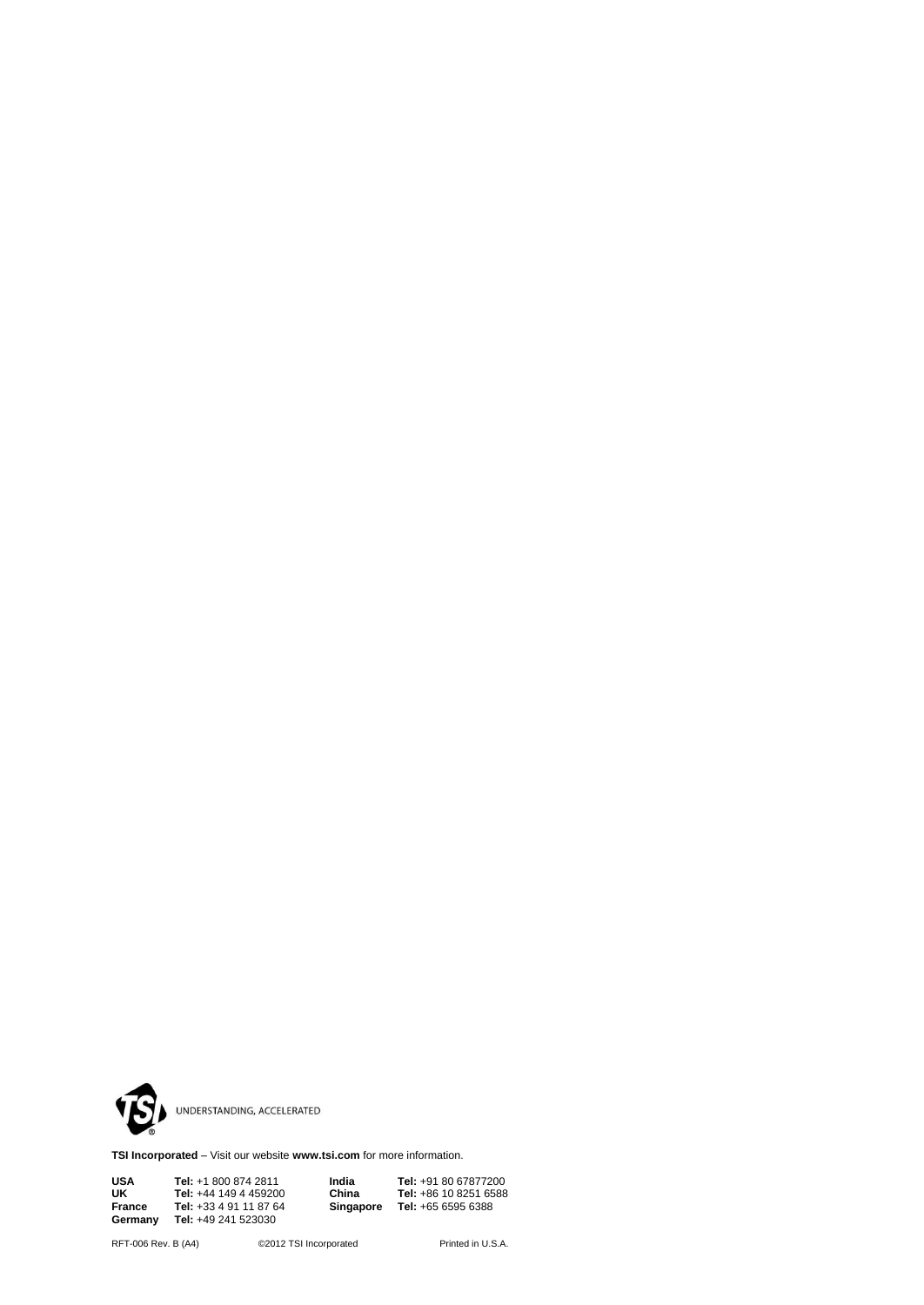UNDERSTANDING, ACCELERATED

**TSI Incorporated** – Visit our website **www.tsi.com** for more information.

| | | | |
|---|---|---|---|
| **USA** | **Tel:** +1 800 874 2811 | **India** | **Tel:** +91 80 67877200 |
| **UK** | **Tel:** +44 149 4 459200 | **China** | **Tel:** +86 10 8251 6588 |
| **France** | **Tel:** +33 4 91 11 87 64 | **Singapore** | **Tel:** +65 6595 6388 |
| **Germany** | **Tel:** +49 241 523030 | | |

RFT-006 Rev. B (A4) ©2012 TSI Incorporated Printed in U.S.A.